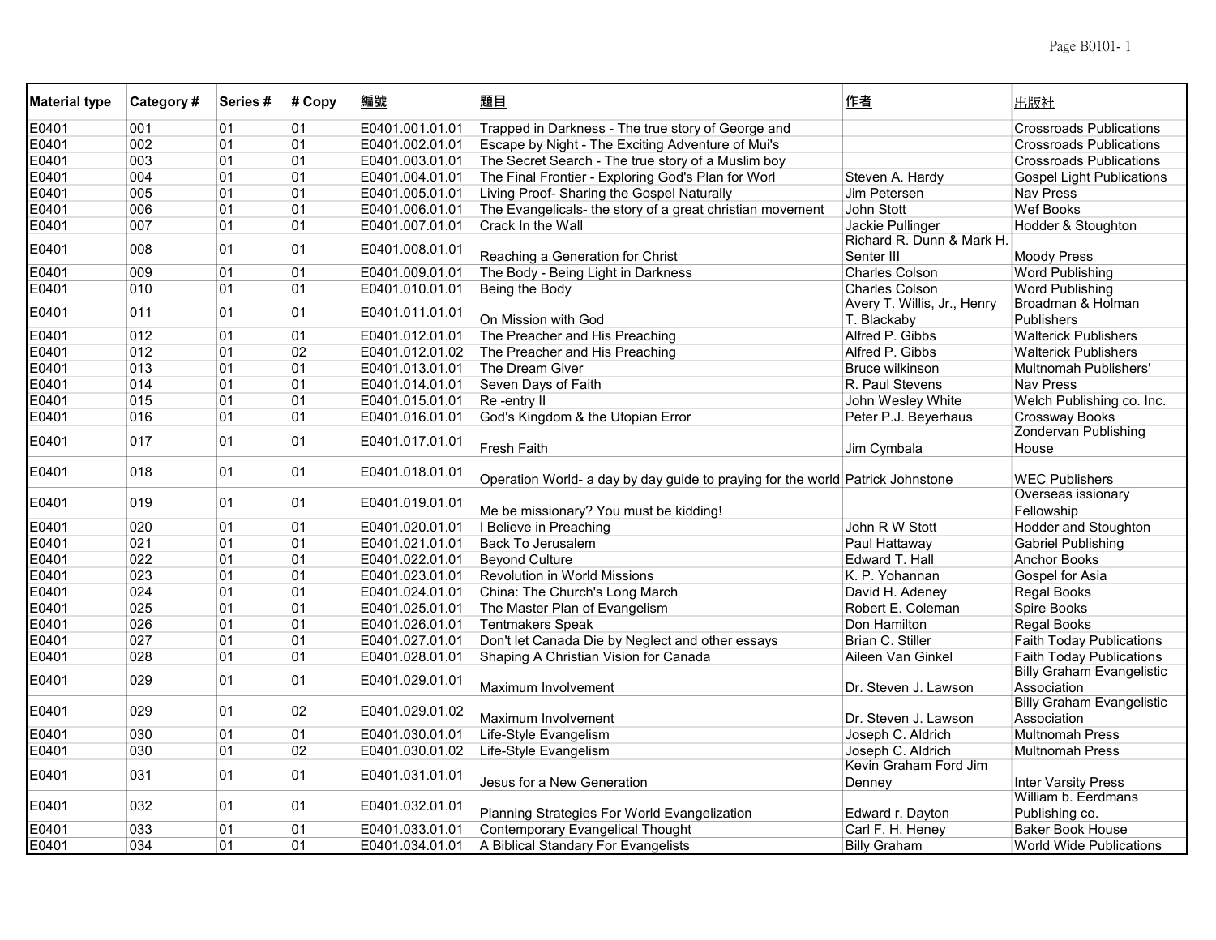| Material type | Category # | Series # | # Copy | 編號 | 題目 | 作者 | 出版社 |
|---|---|---|---|---|---|---|---|
| E0401 | 001 | 01 | 01 | E0401.001.01.01 | Trapped in Darkness - The true story of George and | | Crossroads Publications |
| E0401 | 002 | 01 | 01 | E0401.002.01.01 | Escape by Night - The Exciting Adventure of Mui's | | Crossroads Publications |
| E0401 | 003 | 01 | 01 | E0401.003.01.01 | The Secret Search - The true story of a Muslim boy | | Crossroads Publications |
| E0401 | 004 | 01 | 01 | E0401.004.01.01 | The Final Frontier - Exploring God's Plan for Worl | Steven A. Hardy | Gospel Light Publications |
| E0401 | 005 | 01 | 01 | E0401.005.01.01 | Living Proof- Sharing the Gospel Naturally | Jim Petersen | Nav Press |
| E0401 | 006 | 01 | 01 | E0401.006.01.01 | The Evangelicals- the story of a great christian movement | John Stott | Wef Books |
| E0401 | 007 | 01 | 01 | E0401.007.01.01 | Crack In the Wall | Jackie Pullinger | Hodder & Stoughton |
| E0401 | 008 | 01 | 01 | E0401.008.01.01 | Reaching a Generation for Christ | Richard R. Dunn & Mark H. Senter III | Moody Press |
| E0401 | 009 | 01 | 01 | E0401.009.01.01 | The Body - Being Light in Darkness | Charles Colson | Word Publishing |
| E0401 | 010 | 01 | 01 | E0401.010.01.01 | Being the Body | Charles Colson | Word Publishing |
| E0401 | 011 | 01 | 01 | E0401.011.01.01 | On Mission with God | Avery T. Willis, Jr., Henry T. Blackaby | Broadman & Holman Publishers |
| E0401 | 012 | 01 | 01 | E0401.012.01.01 | The Preacher and His Preaching | Alfred P. Gibbs | Walterick Publishers |
| E0401 | 012 | 01 | 02 | E0401.012.01.02 | The Preacher and His Preaching | Alfred P. Gibbs | Walterick Publishers |
| E0401 | 013 | 01 | 01 | E0401.013.01.01 | The Dream Giver | Bruce wilkinson | Multnomah Publishers' |
| E0401 | 014 | 01 | 01 | E0401.014.01.01 | Seven Days of Faith | R. Paul Stevens | Nav Press |
| E0401 | 015 | 01 | 01 | E0401.015.01.01 | Re -entry II | John Wesley White | Welch Publishing co. Inc. |
| E0401 | 016 | 01 | 01 | E0401.016.01.01 | God's Kingdom & the Utopian Error | Peter P.J. Beyerhaus | Crossway Books |
| E0401 | 017 | 01 | 01 | E0401.017.01.01 | Fresh Faith | Jim Cymbala | Zondervan Publishing House |
| E0401 | 018 | 01 | 01 | E0401.018.01.01 | Operation World- a day by day guide to praying for the world | Patrick Johnstone | WEC Publishers |
| E0401 | 019 | 01 | 01 | E0401.019.01.01 | Me be missionary? You must be kidding! | | Overseas issionary Fellowship |
| E0401 | 020 | 01 | 01 | E0401.020.01.01 | I Believe in Preaching | John R W Stott | Hodder and Stoughton |
| E0401 | 021 | 01 | 01 | E0401.021.01.01 | Back To Jerusalem | Paul Hattaway | Gabriel Publishing |
| E0401 | 022 | 01 | 01 | E0401.022.01.01 | Beyond Culture | Edward T. Hall | Anchor Books |
| E0401 | 023 | 01 | 01 | E0401.023.01.01 | Revolution in World Missions | K. P. Yohannan | Gospel for Asia |
| E0401 | 024 | 01 | 01 | E0401.024.01.01 | China: The Church's Long March | David H. Adeney | Regal Books |
| E0401 | 025 | 01 | 01 | E0401.025.01.01 | The Master Plan of Evangelism | Robert E. Coleman | Spire Books |
| E0401 | 026 | 01 | 01 | E0401.026.01.01 | Tentmakers Speak | Don Hamilton | Regal Books |
| E0401 | 027 | 01 | 01 | E0401.027.01.01 | Don't let Canada Die by Neglect and other essays | Brian C. Stiller | Faith Today Publications |
| E0401 | 028 | 01 | 01 | E0401.028.01.01 | Shaping A Christian Vision for Canada | Aileen Van Ginkel | Faith Today Publications |
| E0401 | 029 | 01 | 01 | E0401.029.01.01 | Maximum Involvement | Dr. Steven J. Lawson | Billy Graham Evangelistic Association |
| E0401 | 029 | 01 | 02 | E0401.029.01.02 | Maximum Involvement | Dr. Steven J. Lawson | Billy Graham Evangelistic Association |
| E0401 | 030 | 01 | 01 | E0401.030.01.01 | Life-Style Evangelism | Joseph C. Aldrich | Multnomah Press |
| E0401 | 030 | 01 | 02 | E0401.030.01.02 | Life-Style Evangelism | Joseph C. Aldrich | Multnomah Press |
| E0401 | 031 | 01 | 01 | E0401.031.01.01 | Jesus for a New Generation | Kevin Graham Ford Jim Denney | Inter Varsity Press |
| E0401 | 032 | 01 | 01 | E0401.032.01.01 | Planning Strategies For World Evangelization | Edward r. Dayton | William b. Eerdmans Publishing co. |
| E0401 | 033 | 01 | 01 | E0401.033.01.01 | Contemporary Evangelical Thought | Carl F. H. Heney | Baker Book House |
| E0401 | 034 | 01 | 01 | E0401.034.01.01 | A Biblical Standary For Evangelists | Billy Graham | World Wide Publications |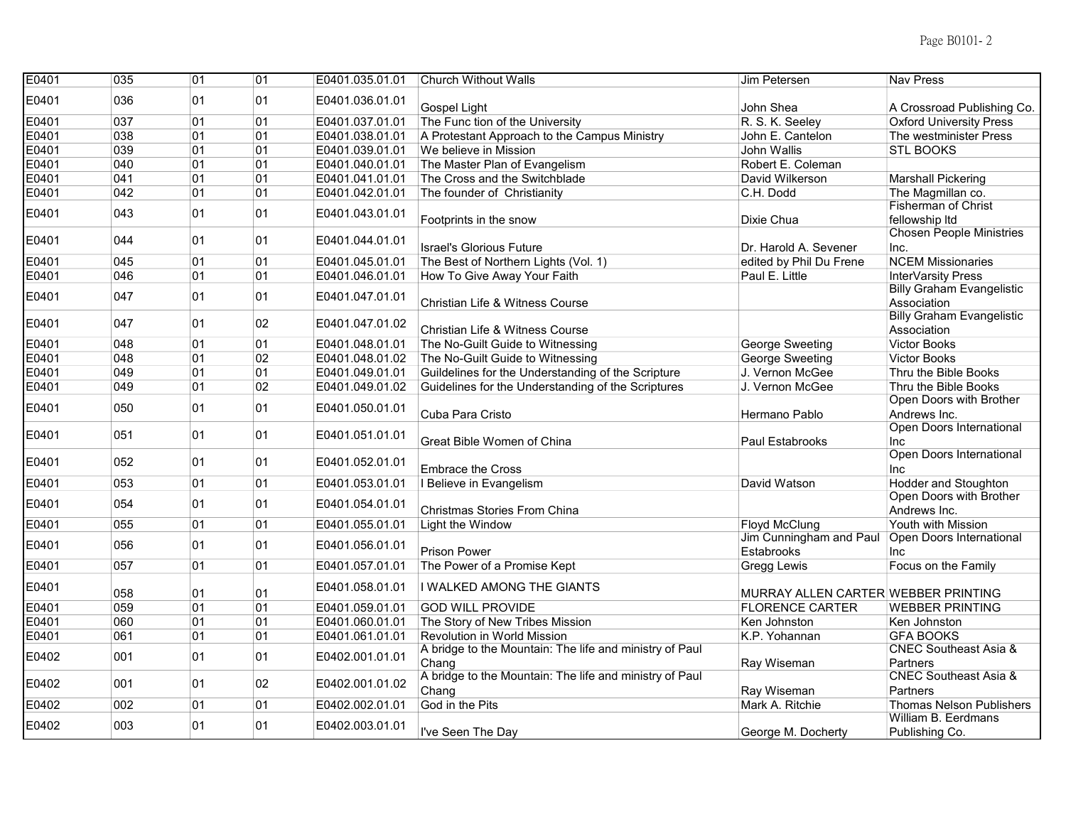| | | | | | | | |
|---|---|---|---|---|---|---|---|
| E0401 | 035 | 01 | 01 | E0401.035.01.01 | Church Without Walls | Jim Petersen | Nav Press |
| E0401 | 036 | 01 | 01 | E0401.036.01.01 | Gospel Light | John Shea | A Crossroad Publishing Co. |
| E0401 | 037 | 01 | 01 | E0401.037.01.01 | The Func tion of the University | R. S. K. Seeley | Oxford University Press |
| E0401 | 038 | 01 | 01 | E0401.038.01.01 | A Protestant Approach to the Campus Ministry | John E. Cantelon | The westminister Press |
| E0401 | 039 | 01 | 01 | E0401.039.01.01 | We believe in Mission | John Wallis | STL BOOKS |
| E0401 | 040 | 01 | 01 | E0401.040.01.01 | The Master Plan of Evangelism | Robert E. Coleman | |
| E0401 | 041 | 01 | 01 | E0401.041.01.01 | The Cross and the Switchblade | David Wilkerson | Marshall Pickering |
| E0401 | 042 | 01 | 01 | E0401.042.01.01 | The founder of Christianity | C.H. Dodd | The Magmillan co. |
| E0401 | 043 | 01 | 01 | E0401.043.01.01 | Footprints in the snow | Dixie Chua | Fisherman of Christ fellowship ltd |
| E0401 | 044 | 01 | 01 | E0401.044.01.01 | Israel's Glorious Future | Dr. Harold A. Sevener | Chosen People Ministries Inc. |
| E0401 | 045 | 01 | 01 | E0401.045.01.01 | The Best of Northern Lights (Vol. 1) | edited by Phil Du Frene | NCEM Missionaries |
| E0401 | 046 | 01 | 01 | E0401.046.01.01 | How To Give Away Your Faith | Paul E. Little | InterVarsity Press |
| E0401 | 047 | 01 | 01 | E0401.047.01.01 | Christian Life & Witness Course | | Billy Graham Evangelistic Association |
| E0401 | 047 | 01 | 02 | E0401.047.01.02 | Christian Life & Witness Course | | Billy Graham Evangelistic Association |
| E0401 | 048 | 01 | 01 | E0401.048.01.01 | The No-Guilt Guide to Witnessing | George Sweeting | Victor Books |
| E0401 | 048 | 01 | 02 | E0401.048.01.02 | The No-Guilt Guide to Witnessing | George Sweeting | Victor Books |
| E0401 | 049 | 01 | 01 | E0401.049.01.01 | Guildelines for the Understanding of the Scripture | J. Vernon McGee | Thru the Bible Books |
| E0401 | 049 | 01 | 02 | E0401.049.01.02 | Guidelines for the Understanding of the Scriptures | J. Vernon McGee | Thru the Bible Books |
| E0401 | 050 | 01 | 01 | E0401.050.01.01 | Cuba Para Cristo | Hermano Pablo | Open Doors with Brother Andrews Inc. |
| E0401 | 051 | 01 | 01 | E0401.051.01.01 | Great Bible Women of China | Paul Estabrooks | Open Doors International Inc |
| E0401 | 052 | 01 | 01 | E0401.052.01.01 | Embrace the Cross | | Open Doors International Inc |
| E0401 | 053 | 01 | 01 | E0401.053.01.01 | I Believe in Evangelism | David Watson | Hodder and Stoughton |
| E0401 | 054 | 01 | 01 | E0401.054.01.01 | Christmas Stories From China | | Open Doors with Brother Andrews Inc. |
| E0401 | 055 | 01 | 01 | E0401.055.01.01 | Light the Window | Floyd McClung | Youth with Mission |
| E0401 | 056 | 01 | 01 | E0401.056.01.01 | Prison Power | Jim Cunningham and Paul Estabrooks | Open Doors International Inc |
| E0401 | 057 | 01 | 01 | E0401.057.01.01 | The Power of a Promise Kept | Gregg Lewis | Focus on the Family |
| E0401 | 058 | 01 | 01 | E0401.058.01.01 | I WALKED AMONG THE GIANTS | MURRAY ALLEN CARTER | WEBBER PRINTING |
| E0401 | 059 | 01 | 01 | E0401.059.01.01 | GOD WILL PROVIDE | FLORENCE CARTER | WEBBER PRINTING |
| E0401 | 060 | 01 | 01 | E0401.060.01.01 | The Story of New Tribes Mission | Ken Johnston | Ken Johnston |
| E0401 | 061 | 01 | 01 | E0401.061.01.01 | Revolution in World Mission | K.P. Yohannan | GFA BOOKS |
| E0402 | 001 | 01 | 01 | E0402.001.01.01 | A bridge to the Mountain: The life and ministry of Paul Chang | Ray Wiseman | CNEC Southeast Asia & Partners |
| E0402 | 001 | 01 | 02 | E0402.001.01.02 | A bridge to the Mountain: The life and ministry of Paul Chang | Ray Wiseman | CNEC Southeast Asia & Partners |
| E0402 | 002 | 01 | 01 | E0402.002.01.01 | God in the Pits | Mark A. Ritchie | Thomas Nelson Publishers |
| E0402 | 003 | 01 | 01 | E0402.003.01.01 | I've Seen The Day | George M. Docherty | William B. Eerdmans Publishing Co. |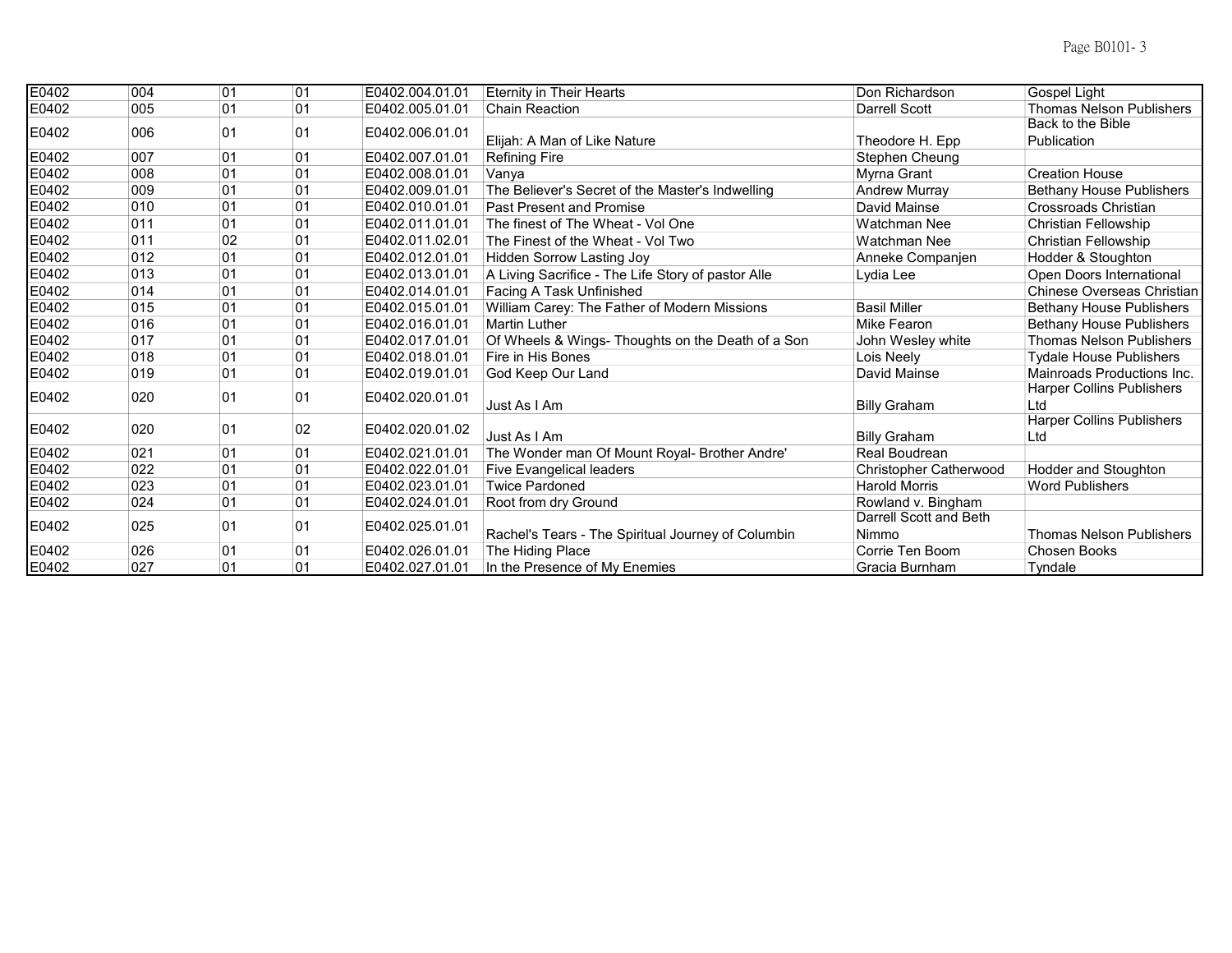| | | | | | | | |
|---|---|---|---|---|---|---|---|
| E0402 | 004 | 01 | 01 | E0402.004.01.01 | Eternity in Their Hearts | Don Richardson | Gospel Light |
| E0402 | 005 | 01 | 01 | E0402.005.01.01 | Chain Reaction | Darrell Scott | Thomas Nelson Publishers |
| E0402 | 006 | 01 | 01 | E0402.006.01.01 | Elijah: A Man of Like Nature | Theodore H. Epp | Back to the Bible Publication |
| E0402 | 007 | 01 | 01 | E0402.007.01.01 | Refining Fire | Stephen Cheung | |
| E0402 | 008 | 01 | 01 | E0402.008.01.01 | Vanya | Myrna Grant | Creation House |
| E0402 | 009 | 01 | 01 | E0402.009.01.01 | The Believer's Secret of the Master's Indwelling | Andrew Murray | Bethany House Publishers |
| E0402 | 010 | 01 | 01 | E0402.010.01.01 | Past Present and Promise | David Mainse | Crossroads Christian |
| E0402 | 011 | 01 | 01 | E0402.011.01.01 | The finest of The Wheat - Vol One | Watchman Nee | Christian Fellowship |
| E0402 | 011 | 02 | 01 | E0402.011.02.01 | The Finest of the Wheat - Vol Two | Watchman Nee | Christian Fellowship |
| E0402 | 012 | 01 | 01 | E0402.012.01.01 | Hidden Sorrow Lasting Joy | Anneke Companjen | Hodder & Stoughton |
| E0402 | 013 | 01 | 01 | E0402.013.01.01 | A Living Sacrifice - The Life Story of pastor Alle | Lydia Lee | Open Doors International |
| E0402 | 014 | 01 | 01 | E0402.014.01.01 | Facing A Task Unfinished | | Chinese Overseas Christian |
| E0402 | 015 | 01 | 01 | E0402.015.01.01 | William Carey: The Father of Modern Missions | Basil Miller | Bethany House Publishers |
| E0402 | 016 | 01 | 01 | E0402.016.01.01 | Martin Luther | Mike Fearon | Bethany House Publishers |
| E0402 | 017 | 01 | 01 | E0402.017.01.01 | Of Wheels & Wings- Thoughts on the Death of a Son | John Wesley white | Thomas Nelson Publishers |
| E0402 | 018 | 01 | 01 | E0402.018.01.01 | Fire in His Bones | Lois Neely | Tydale House Publishers |
| E0402 | 019 | 01 | 01 | E0402.019.01.01 | God Keep Our Land | David Mainse | Mainroads Productions Inc. |
| E0402 | 020 | 01 | 01 | E0402.020.01.01 | Just As I Am | Billy Graham | Harper Collins Publishers Ltd |
| E0402 | 020 | 01 | 02 | E0402.020.01.02 | Just As I Am | Billy Graham | Harper Collins Publishers Ltd |
| E0402 | 021 | 01 | 01 | E0402.021.01.01 | The Wonder man Of Mount Royal- Brother Andre' | Real Boudrean | |
| E0402 | 022 | 01 | 01 | E0402.022.01.01 | Five Evangelical leaders | Christopher Catherwood | Hodder and Stoughton |
| E0402 | 023 | 01 | 01 | E0402.023.01.01 | Twice Pardoned | Harold Morris | Word Publishers |
| E0402 | 024 | 01 | 01 | E0402.024.01.01 | Root from dry Ground | Rowland v. Bingham | |
| E0402 | 025 | 01 | 01 | E0402.025.01.01 | Rachel's Tears - The Spiritual Journey of Columbin | Darrell Scott and Beth Nimmo | Thomas Nelson Publishers |
| E0402 | 026 | 01 | 01 | E0402.026.01.01 | The Hiding Place | Corrie Ten Boom | Chosen Books |
| E0402 | 027 | 01 | 01 | E0402.027.01.01 | In the Presence of My Enemies | Gracia Burnham | Tyndale |